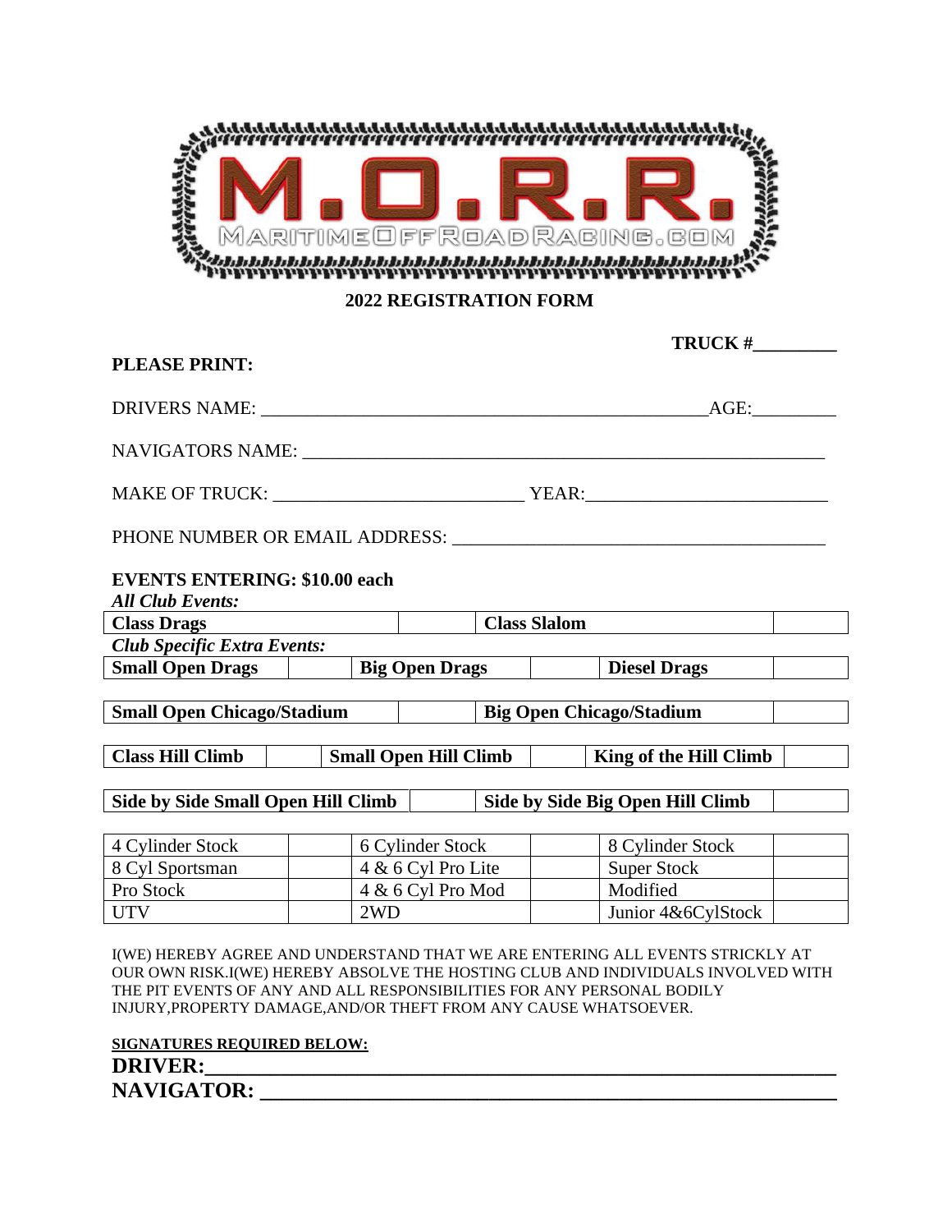M.O.R.R.

MARITIMEOFFROADRACING.COM

## 2022 REGISTRATION FORM

**TRUCK #\_\_\_\_\_\_\_\_\_**

**PLEASE PRINT:**

DRIVERS NAME: \_\_\_\_\_\_\_\_\_\_\_\_\_\_\_\_\_\_\_\_\_\_\_\_\_\_\_\_\_\_\_\_\_\_\_\_\_\_\_\_\_\_\_\_\_\_\_\_AGE:\_\_\_\_\_\_\_\_\_

NAVIGATORS NAME: \_\_\_\_\_\_\_\_\_\_\_\_\_\_\_\_\_\_\_\_\_\_\_\_\_\_\_\_\_\_\_\_\_\_\_\_\_\_\_\_\_\_\_\_\_\_\_\_\_\_\_\_\_\_\_

MAKE OF TRUCK: \_\_\_\_\_\_\_\_\_\_\_\_\_\_\_\_\_\_\_\_\_\_\_\_\_\_\_ YEAR:\_\_\_\_\_\_\_\_\_\_\_\_\_\_\_\_\_\_\_\_\_\_\_\_\_\_

PHONE NUMBER OR EMAIL ADDRESS: \_\_\_\_\_\_\_\_\_\_\_\_\_\_\_\_\_\_\_\_\_\_\_\_\_\_\_\_\_\_\_\_\_\_\_\_\_\_\_

**EVENTS ENTERING: $10.00 each**

***All Club Events:***

| | | | |
|---|---|---|---|
| **Class Drags** | | **Class Slalom** | |

***Club Specific Extra Events:***

| | | | | | |
|---|---|---|---|---|---|
| **Small Open Drags** | | **Big Open Drags** | | **Diesel Drags** | |

| | | | |
|---|---|---|---|
| **Small Open Chicago/Stadium** | | **Big Open Chicago/Stadium** | |

| | | | | | |
|---|---|---|---|---|---|
| **Class Hill Climb** | | **Small Open Hill Climb** | | **King of the Hill Climb** | |

| | | | |
|---|---|---|---|
| **Side by Side Small Open Hill Climb** | | **Side by Side Big Open Hill Climb** | |

| | | | | | |
|---|---|---|---|---|---|
| 4 Cylinder Stock | | 6 Cylinder Stock | | 8 Cylinder Stock | |
| 8 Cyl Sportsman | | 4 & 6 Cyl Pro Lite | | Super Stock | |
| Pro Stock | | 4 & 6 Cyl Pro Mod | | Modified | |
| UTV | | 2WD | | Junior 4&6CylStock | |

I(WE) HEREBY AGREE AND UNDERSTAND THAT WE ARE ENTERING ALL EVENTS STRICKLY AT OUR OWN RISK.I(WE) HEREBY ABSOLVE THE HOSTING CLUB AND INDIVIDUALS INVOLVED WITH THE PIT EVENTS OF ANY AND ALL RESPONSIBILITIES FOR ANY PERSONAL BODILY INJURY,PROPERTY DAMAGE,AND/OR THEFT FROM ANY CAUSE WHATSOEVER.

**SIGNATURES REQUIRED BELOW:**

**DRIVER:\_\_\_\_\_\_\_\_\_\_\_\_\_\_\_\_\_\_\_\_\_\_\_\_\_\_\_\_\_\_\_\_\_\_\_\_\_\_\_\_\_\_\_\_\_\_\_\_\_\_\_\_\_\_\_\_\_**

**NAVIGATOR: \_\_\_\_\_\_\_\_\_\_\_\_\_\_\_\_\_\_\_\_\_\_\_\_\_\_\_\_\_\_\_\_\_\_\_\_\_\_\_\_\_\_\_\_\_\_\_\_\_\_\_\_**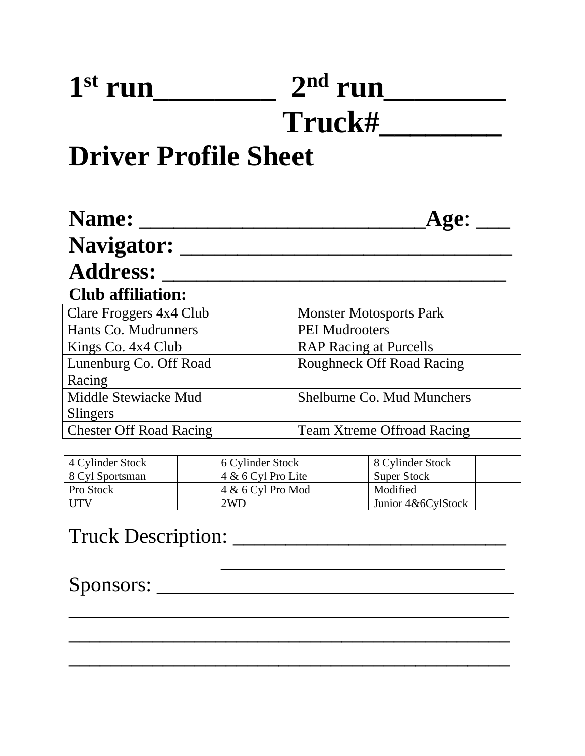**1st run________ 2nd run________**

**Truck#________**

# Driver Profile Sheet

**Name: _________________________Age**: ___

**Navigator: ______________________________**

**Address: ______________________________**

**Club affiliation:**

| | | | |
|---|---|---|---|
| Clare Froggers 4x4 Club | | Monster Motosports Park | |
| Hants Co. Mudrunners | | PEI Mudrooters | |
| Kings Co. 4x4 Club | | RAP Racing at Purcells | |
| Lunenburg Co. Off Road Racing | | Roughneck Off Road Racing | |
| Middle Stewiacke Mud Slingers | | Shelburne Co. Mud Munchers | |
| Chester Off Road Racing | | Team Xtreme Offroad Racing | |

| | | | | | |
|---|---|---|---|---|---|
| 4 Cylinder Stock | | 6 Cylinder Stock | | 8 Cylinder Stock | |
| 8 Cyl Sportsman | | 4 & 6 Cyl Pro Lite | | Super Stock | |
| Pro Stock | | 4 & 6 Cyl Pro Mod | | Modified | |
| UTV | | 2WD | | Junior 4&6CylStock | |

Truck Description: __________________________

__________________________

Sponsors: _________________________________

________________________________________

________________________________________

________________________________________